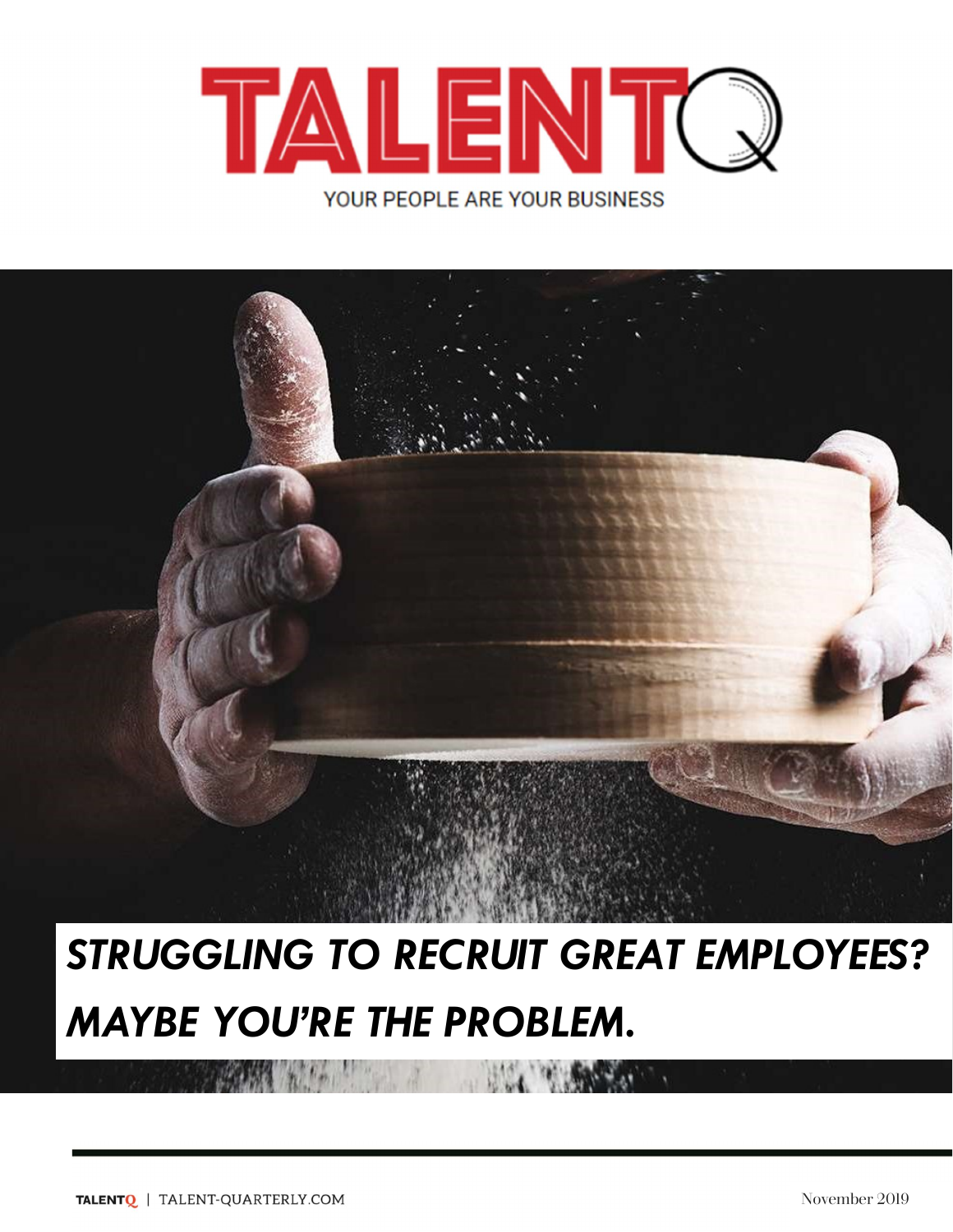# TALENTQ

YOUR PEOPLE ARE YOUR BUSINESS

## *STRUGGLING TO RECRUIT GREAT EMPLOYEES? MAYBE YOU'RE THE PROBLEM.*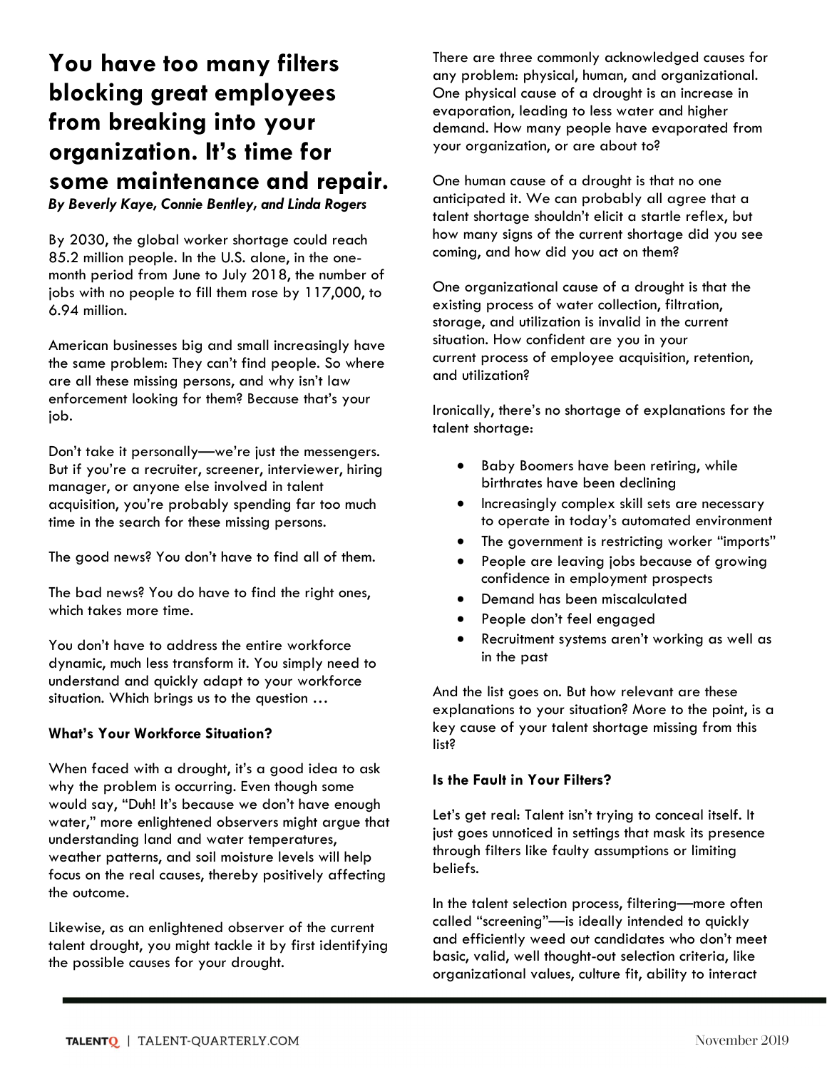# You have too many filters blocking great employees from breaking into your organization. It's time for some maintenance and repair.

***By Beverly Kaye, Connie Bentley, and Linda Rogers***

By 2030, the global worker shortage could reach 85.2 million people. In the U.S. alone, in the one-month period from June to July 2018, the number of jobs with no people to fill them rose by 117,000, to 6.94 million.

American businesses big and small increasingly have the same problem: They can't find people. So where are all these missing persons, and why isn't law enforcement looking for them? Because that's your job.

Don't take it personally—we're just the messengers. But if you're a recruiter, screener, interviewer, hiring manager, or anyone else involved in talent acquisition, you're probably spending far too much time in the search for these missing persons.

The good news? You don't have to find all of them.

The bad news? You do have to find the right ones, which takes more time.

You don't have to address the entire workforce dynamic, much less transform it. You simply need to understand and quickly adapt to your workforce situation. Which brings us to the question …

### What's Your Workforce Situation?

When faced with a drought, it's a good idea to ask why the problem is occurring. Even though some would say, "Duh! It's because we don't have enough water," more enlightened observers might argue that understanding land and water temperatures, weather patterns, and soil moisture levels will help focus on the real causes, thereby positively affecting the outcome.

Likewise, as an enlightened observer of the current talent drought, you might tackle it by first identifying the possible causes for your drought.

There are three commonly acknowledged causes for any problem: physical, human, and organizational. One physical cause of a drought is an increase in evaporation, leading to less water and higher demand. How many people have evaporated from your organization, or are about to?

One human cause of a drought is that no one anticipated it. We can probably all agree that a talent shortage shouldn't elicit a startle reflex, but how many signs of the current shortage did you see coming, and how did you act on them?

One organizational cause of a drought is that the existing process of water collection, filtration, storage, and utilization is invalid in the current situation. How confident are you in your current process of employee acquisition, retention, and utilization?

Ironically, there's no shortage of explanations for the talent shortage:

- Baby Boomers have been retiring, while birthrates have been declining
- Increasingly complex skill sets are necessary to operate in today's automated environment
- The government is restricting worker "imports"
- People are leaving jobs because of growing confidence in employment prospects
- Demand has been miscalculated
- People don't feel engaged
- Recruitment systems aren't working as well as in the past

And the list goes on. But how relevant are these explanations to your situation? More to the point, is a key cause of your talent shortage missing from this list?

### Is the Fault in Your Filters?

Let's get real: Talent isn't trying to conceal itself. It just goes unnoticed in settings that mask its presence through filters like faulty assumptions or limiting beliefs.

In the talent selection process, filtering—more often called "screening"—is ideally intended to quickly and efficiently weed out candidates who don't meet basic, valid, well thought-out selection criteria, like organizational values, culture fit, ability to interact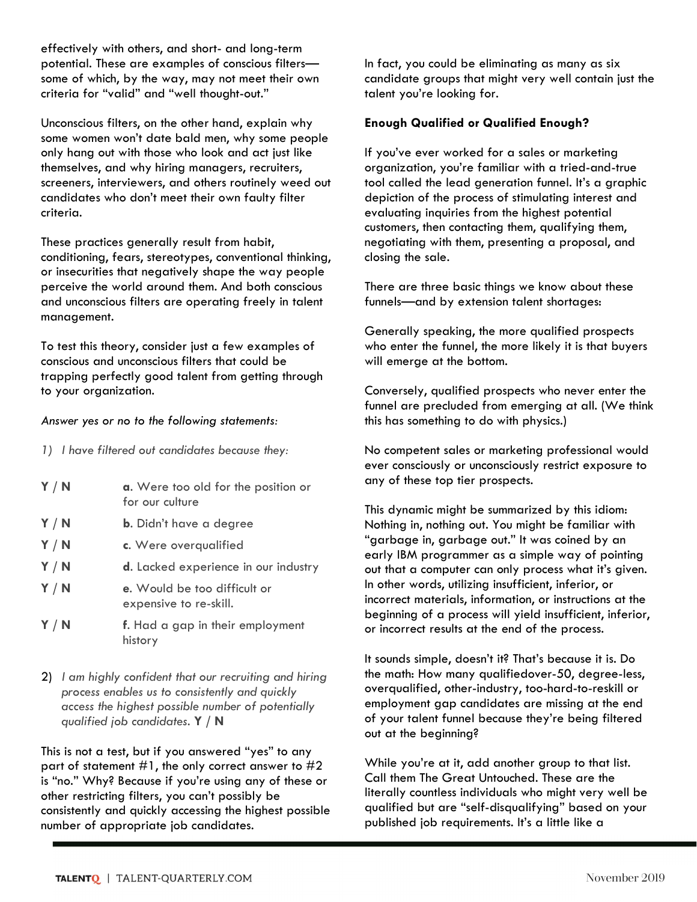effectively with others, and short- and long-term potential. These are examples of conscious filters—some of which, by the way, may not meet their own criteria for "valid" and "well thought-out."

Unconscious filters, on the other hand, explain why some women won't date bald men, why some people only hang out with those who look and act just like themselves, and why hiring managers, recruiters, screeners, interviewers, and others routinely weed out candidates who don't meet their own faulty filter criteria.

These practices generally result from habit, conditioning, fears, stereotypes, conventional thinking, or insecurities that negatively shape the way people perceive the world around them. And both conscious and unconscious filters are operating freely in talent management.

To test this theory, consider just a few examples of conscious and unconscious filters that could be trapping perfectly good talent from getting through to your organization.

*Answer yes or no to the following statements:*

1) *I have filtered out candidates because they:*

**Y / N** **a**. Were too old for the position or for our culture

**Y / N** **b**. Didn't have a degree

**Y / N** **c**. Were overqualified

**Y / N** **d**. Lacked experience in our industry

**Y / N** **e**. Would be too difficult or expensive to re-skill.

**Y / N** **f**. Had a gap in their employment history

2) *I am highly confident that our recruiting and hiring process enables us to consistently and quickly access the highest possible number of potentially qualified job candidates.* **Y / N**

This is not a test, but if you answered "yes" to any part of statement #1, the only correct answer to #2 is "no." Why? Because if you're using any of these or other restricting filters, you can't possibly be consistently and quickly accessing the highest possible number of appropriate job candidates.

In fact, you could be eliminating as many as six candidate groups that might very well contain just the talent you're looking for.

**Enough Qualified or Qualified Enough?**

If you've ever worked for a sales or marketing organization, you're familiar with a tried-and-true tool called the lead generation funnel. It's a graphic depiction of the process of stimulating interest and evaluating inquiries from the highest potential customers, then contacting them, qualifying them, negotiating with them, presenting a proposal, and closing the sale.

There are three basic things we know about these funnels—and by extension talent shortages:

Generally speaking, the more qualified prospects who enter the funnel, the more likely it is that buyers will emerge at the bottom.

Conversely, qualified prospects who never enter the funnel are precluded from emerging at all. (We think this has something to do with physics.)

No competent sales or marketing professional would ever consciously or unconsciously restrict exposure to any of these top tier prospects.

This dynamic might be summarized by this idiom: Nothing in, nothing out. You might be familiar with "garbage in, garbage out." It was coined by an early IBM programmer as a simple way of pointing out that a computer can only process what it's given. In other words, utilizing insufficient, inferior, or incorrect materials, information, or instructions at the beginning of a process will yield insufficient, inferior, or incorrect results at the end of the process.

It sounds simple, doesn't it? That's because it is. Do the math: How many qualifiedover-50, degree-less, overqualified, other-industry, too-hard-to-reskill or employment gap candidates are missing at the end of your talent funnel because they're being filtered out at the beginning?

While you're at it, add another group to that list. Call them The Great Untouched. These are the literally countless individuals who might very well be qualified but are "self-disqualifying" based on your published job requirements. It's a little like a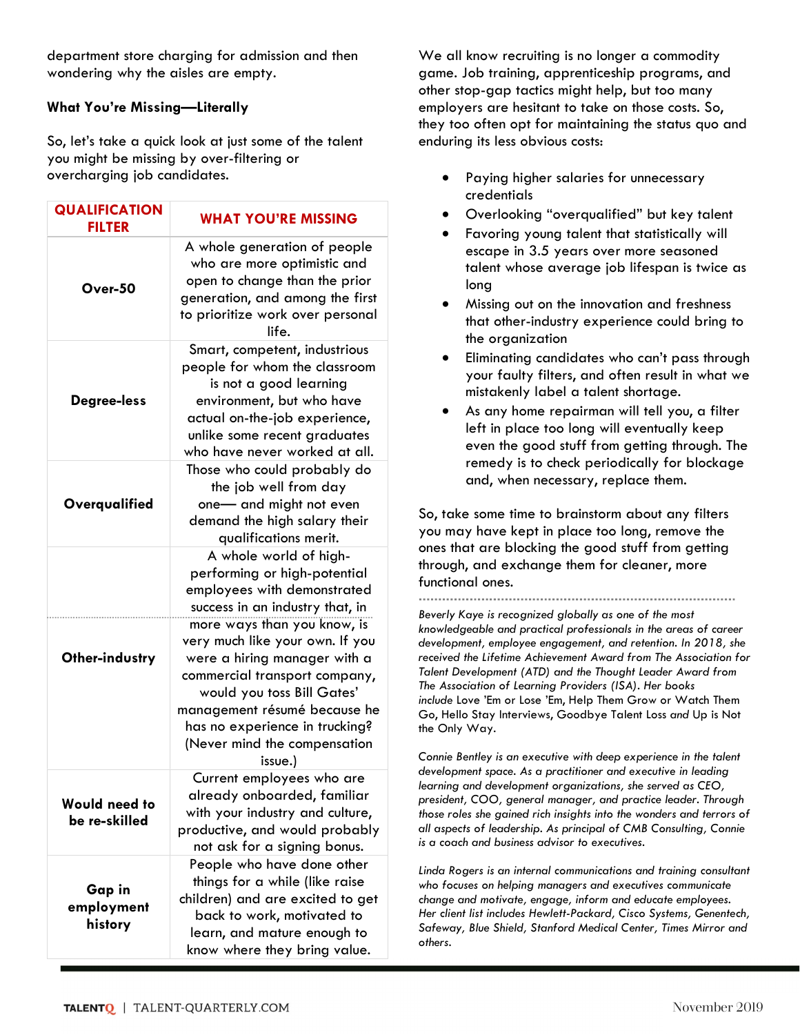department store charging for admission and then wondering why the aisles are empty.

**What You're Missing—Literally**

So, let's take a quick look at just some of the talent you might be missing by over-filtering or overcharging job candidates.

| QUALIFICATION FILTER | WHAT YOU'RE MISSING |
| --- | --- |
| **Over-50** | A whole generation of people who are more optimistic and open to change than the prior generation, and among the first to prioritize work over personal life. |
| **Degree-less** | Smart, competent, industrious people for whom the classroom is not a good learning environment, but who have actual on-the-job experience, unlike some recent graduates who have never worked at all. |
| **Overqualified** | Those who could probably do the job well from day one— and might not even demand the high salary their qualifications merit. |
| **Other-industry** | A whole world of high-performing or high-potential employees with demonstrated success in an industry that, in more ways than you know, is very much like your own. If you were a hiring manager with a commercial transport company, would you toss Bill Gates' management résumé because he has no experience in trucking? (Never mind the compensation issue.) |
| **Would need to be re-skilled** | Current employees who are already onboarded, familiar with your industry and culture, productive, and would probably not ask for a signing bonus. |
| **Gap in employment history** | People who have done other things for a while (like raise children) and are excited to get back to work, motivated to learn, and mature enough to know where they bring value. |

We all know recruiting is no longer a commodity game. Job training, apprenticeship programs, and other stop-gap tactics might help, but too many employers are hesitant to take on those costs. So, they too often opt for maintaining the status quo and enduring its less obvious costs:

- Paying higher salaries for unnecessary credentials
- Overlooking "overqualified" but key talent
- Favoring young talent that statistically will escape in 3.5 years over more seasoned talent whose average job lifespan is twice as long
- Missing out on the innovation and freshness that other-industry experience could bring to the organization
- Eliminating candidates who can't pass through your faulty filters, and often result in what we mistakenly label a talent shortage.
- As any home repairman will tell you, a filter left in place too long will eventually keep even the good stuff from getting through. The remedy is to check periodically for blockage and, when necessary, replace them.

So, take some time to brainstorm about any filters you may have kept in place too long, remove the ones that are blocking the good stuff from getting through, and exchange them for cleaner, more functional ones.

*Beverly Kaye is recognized globally as one of the most knowledgeable and practical professionals in the areas of career development, employee engagement, and retention. In 2018, she received the Lifetime Achievement Award from The Association for Talent Development (ATD) and the Thought Leader Award from The Association of Learning Providers (ISA). Her books include* Love 'Em or Lose 'Em, Help Them Grow or Watch Them Go, Hello Stay Interviews, Goodbye Talent Loss *and* Up is Not the Only Way.

*Connie Bentley is an executive with deep experience in the talent development space. As a practitioner and executive in leading learning and development organizations, she served as CEO, president, COO, general manager, and practice leader. Through those roles she gained rich insights into the wonders and terrors of all aspects of leadership. As principal of CMB Consulting, Connie is a coach and business advisor to executives.*

*Linda Rogers is an internal communications and training consultant who focuses on helping managers and executives communicate change and motivate, engage, inform and educate employees. Her client list includes Hewlett-Packard, Cisco Systems, Genentech, Safeway, Blue Shield, Stanford Medical Center, Times Mirror and others.*